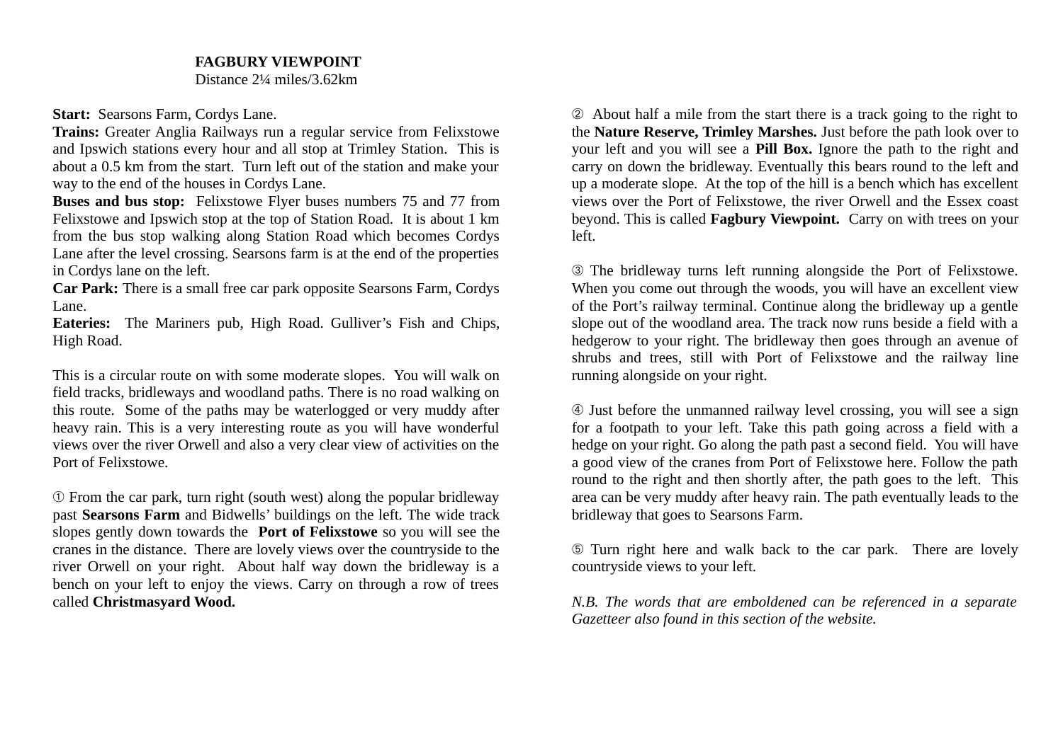# FAGBURY VIEWPOINT

Distance 2¼ miles/3.62km

**Start:** Searsons Farm, Cordys Lane.

**Trains:** Greater Anglia Railways run a regular service from Felixstowe and Ipswich stations every hour and all stop at Trimley Station. This is about a 0.5 km from the start. Turn left out of the station and make your way to the end of the houses in Cordys Lane.

**Buses and bus stop:** Felixstowe Flyer buses numbers 75 and 77 from Felixstowe and Ipswich stop at the top of Station Road. It is about 1 km from the bus stop walking along Station Road which becomes Cordys Lane after the level crossing. Searsons farm is at the end of the properties in Cordys lane on the left.

**Car Park:** There is a small free car park opposite Searsons Farm, Cordys Lane.

**Eateries:** The Mariners pub, High Road. Gulliver's Fish and Chips, High Road.

This is a circular route on with some moderate slopes. You will walk on field tracks, bridleways and woodland paths. There is no road walking on this route. Some of the paths may be waterlogged or very muddy after heavy rain. This is a very interesting route as you will have wonderful views over the river Orwell and also a very clear view of activities on the Port of Felixstowe.

① From the car park, turn right (south west) along the popular bridleway past **Searsons Farm** and Bidwells' buildings on the left. The wide track slopes gently down towards the **Port of Felixstowe** so you will see the cranes in the distance. There are lovely views over the countryside to the river Orwell on your right. About half way down the bridleway is a bench on your left to enjoy the views. Carry on through a row of trees called **Christmasyard Wood.**

② About half a mile from the start there is a track going to the right to the **Nature Reserve, Trimley Marshes.** Just before the path look over to your left and you will see a **Pill Box.** Ignore the path to the right and carry on down the bridleway. Eventually this bears round to the left and up a moderate slope. At the top of the hill is a bench which has excellent views over the Port of Felixstowe, the river Orwell and the Essex coast beyond. This is called **Fagbury Viewpoint.** Carry on with trees on your left.

③ The bridleway turns left running alongside the Port of Felixstowe. When you come out through the woods, you will have an excellent view of the Port's railway terminal. Continue along the bridleway up a gentle slope out of the woodland area. The track now runs beside a field with a hedgerow to your right. The bridleway then goes through an avenue of shrubs and trees, still with Port of Felixstowe and the railway line running alongside on your right.

④ Just before the unmanned railway level crossing, you will see a sign for a footpath to your left. Take this path going across a field with a hedge on your right. Go along the path past a second field. You will have a good view of the cranes from Port of Felixstowe here. Follow the path round to the right and then shortly after, the path goes to the left. This area can be very muddy after heavy rain. The path eventually leads to the bridleway that goes to Searsons Farm.

⑤ Turn right here and walk back to the car park. There are lovely countryside views to your left.

*N.B. The words that are emboldened can be referenced in a separate Gazetteer also found in this section of the website.*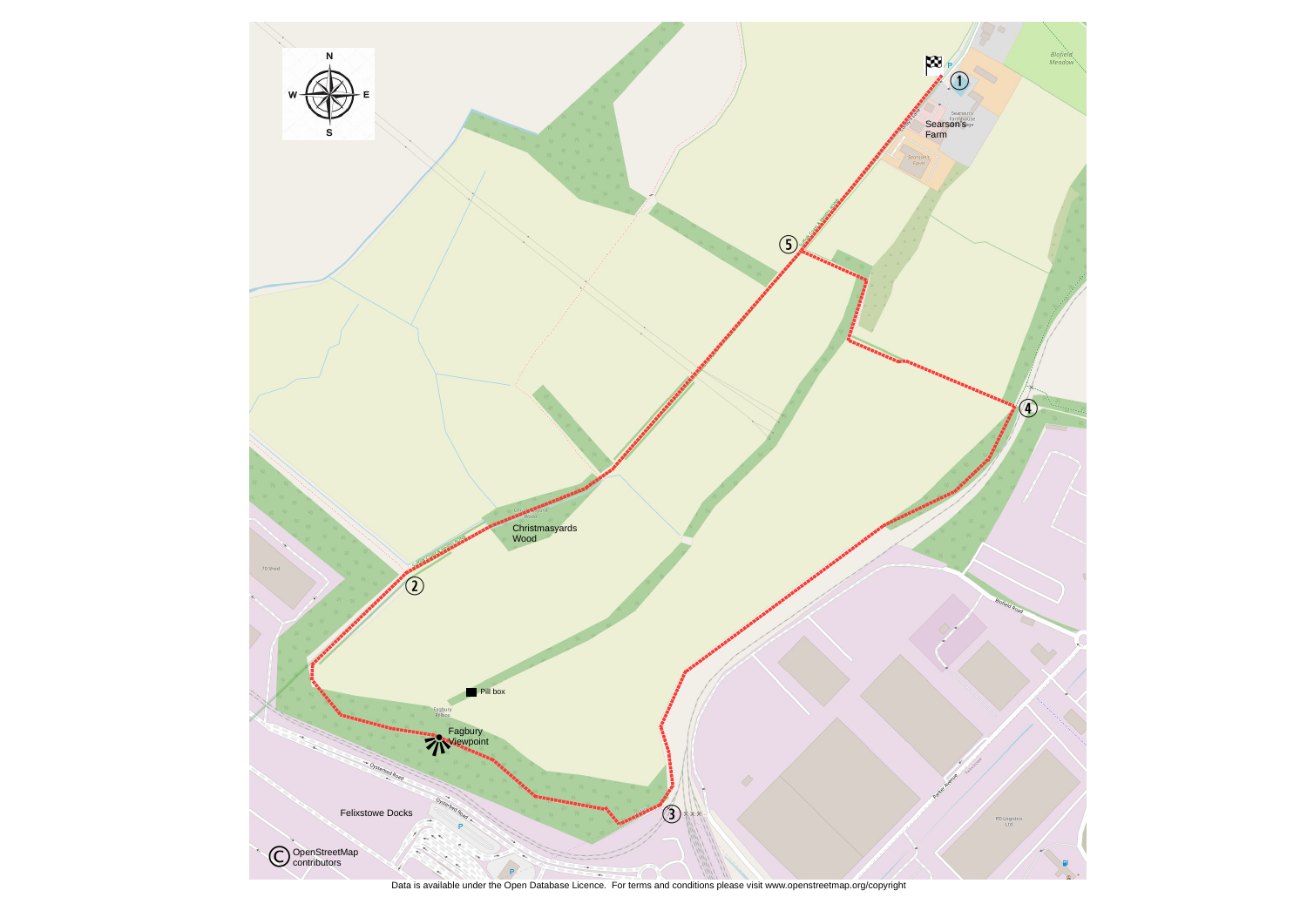N

W

E

S

1

Searson's Farm

5

Christmasyards Wood

2

Pill box

Fagbury Viewpoint

3

4

Felixstowe Docks

Oysterbed Road

Blofield Road

Parker Avenue

Blofield Meadow

© OpenStreetMap contributors

Data is available under the Open Database Licence. For terms and conditions please visit www.openstreetmap.org/copyright